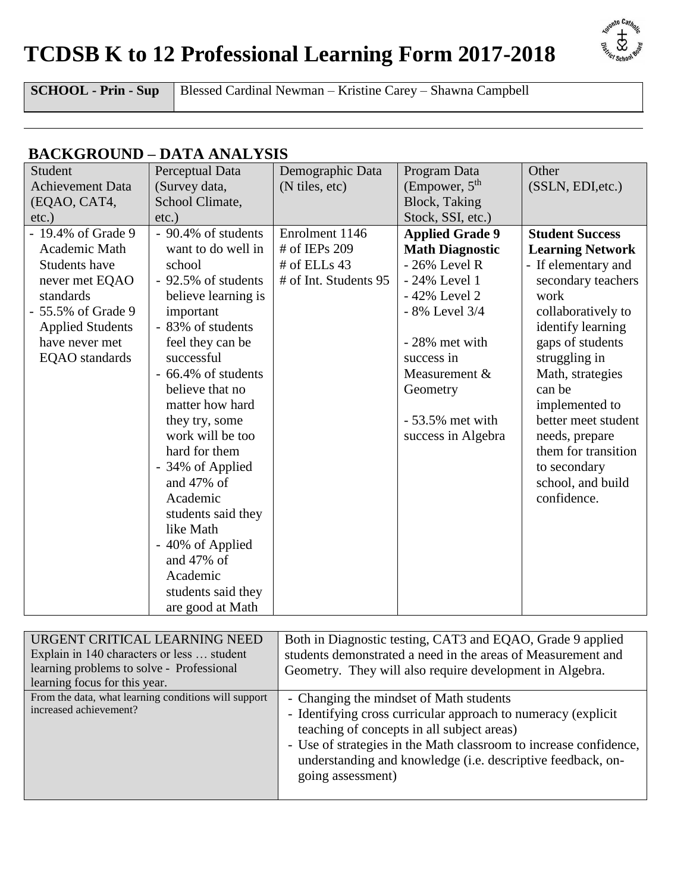# TCDSB K to 12 Professional Learning Form 2017-2018

| SCHOOL - Prin - Sup | Blessed Cardinal Newman – Kristine Carey – Shawna Campbell |
|---|---|

## BACKGROUND – DATA ANALYSIS

| Student Achievement Data (EQAO, CAT4, etc.) | Perceptual Data (Survey data, School Climate, etc.) | Demographic Data (N tiles, etc) | Program Data (Empower, 5th Block, Taking Stock, SSI, etc.) | Other (SSLN, EDI,etc.) |
|---|---|---|---|---|
| - 19.4% of Grade 9 Academic Math Students have never met EQAO standards<br>- 55.5% of Grade 9 Applied Students have never met EQAO standards | - 90.4% of students want to do well in school<br>- 92.5% of students believe learning is important<br>- 83% of students feel they can be successful<br>- 66.4% of students believe that no matter how hard they try, some work will be too hard for them<br>- 34% of Applied and 47% of Academic students said they like Math<br>- 40% of Applied and 47% of Academic students said they are good at Math | Enrolment 1146<br># of IEPs 209<br># of ELLs 43<br># of Int. Students 95 | **Applied Grade 9 Math Diagnostic**<br>- 26% Level R<br>- 24% Level 1<br>- 42% Level 2<br>- 8% Level 3/4<br><br>- 28% met with success in Measurement & Geometry<br><br>- 53.5% met with success in Algebra | **Student Success Learning Network**<br>- If elementary and secondary teachers work collaboratively to identify learning gaps of students struggling in Math, strategies can be implemented to better meet student needs, prepare them for transition to secondary school, and build confidence. |

| URGENT CRITICAL LEARNING NEED<br>Explain in 140 characters or less … student learning problems to solve - Professional learning focus for this year. | Both in Diagnostic testing, CAT3 and EQAO, Grade 9 applied students demonstrated a need in the areas of Measurement and Geometry. They will also require development in Algebra. |
|---|---|
| From the data, what learning conditions will support increased achievement? | - Changing the mindset of Math students<br>- Identifying cross curricular approach to numeracy (explicit teaching of concepts in all subject areas)<br>- Use of strategies in the Math classroom to increase confidence, understanding and knowledge (i.e. descriptive feedback, on-going assessment) |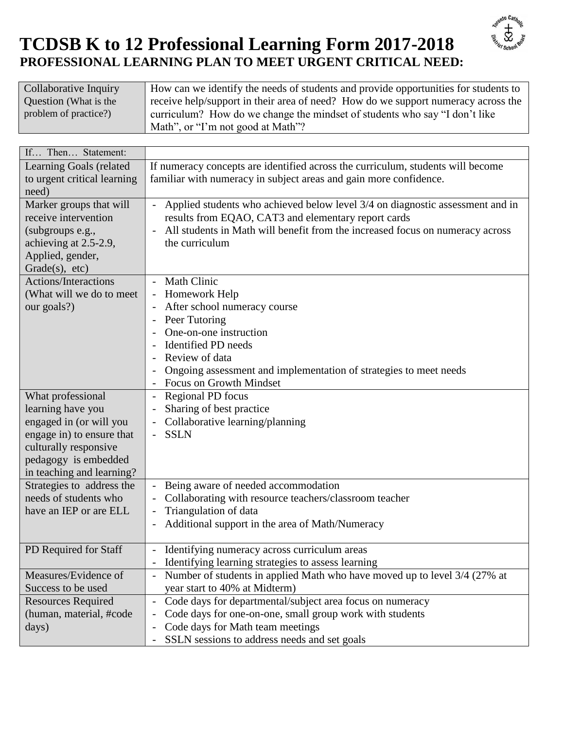# TCDSB K to 12 Professional Learning Form 2017-2018

## PROFESSIONAL LEARNING PLAN TO MEET URGENT CRITICAL NEED:

| | |
|---|---|
| Collaborative Inquiry Question (What is the problem of practice?) | How can we identify the needs of students and provide opportunities for students to receive help/support in their area of need? How do we support numeracy across the curriculum? How do we change the mindset of students who say "I don't like Math", or "I'm not good at Math"? |

| | |
|---|---|
| If… Then… Statement: | |
| Learning Goals (related to urgent critical learning need) | If numeracy concepts are identified across the curriculum, students will become familiar with numeracy in subject areas and gain more confidence. |
| Marker groups that will receive intervention (subgroups e.g., achieving at 2.5-2.9, Applied, gender, Grade(s), etc) | - Applied students who achieved below level 3/4 on diagnostic assessment and in results from EQAO, CAT3 and elementary report cards<br>- All students in Math will benefit from the increased focus on numeracy across the curriculum |
| Actions/Interactions (What will we do to meet our goals?) | - Math Clinic<br>- Homework Help<br>- After school numeracy course<br>- Peer Tutoring<br>- One-on-one instruction<br>- Identified PD needs<br>- Review of data<br>- Ongoing assessment and implementation of strategies to meet needs<br>- Focus on Growth Mindset |
| What professional learning have you engaged in (or will you engage in) to ensure that culturally responsive pedagogy is embedded in teaching and learning? | - Regional PD focus<br>- Sharing of best practice<br>- Collaborative learning/planning<br>- SSLN |
| Strategies to address the needs of students who have an IEP or are ELL | - Being aware of needed accommodation<br>- Collaborating with resource teachers/classroom teacher<br>- Triangulation of data<br>- Additional support in the area of Math/Numeracy |
| PD Required for Staff | - Identifying numeracy across curriculum areas<br>- Identifying learning strategies to assess learning |
| Measures/Evidence of Success to be used | - Number of students in applied Math who have moved up to level 3/4 (27% at year start to 40% at Midterm) |
| Resources Required (human, material, #code days) | - Code days for departmental/subject area focus on numeracy<br>- Code days for one-on-one, small group work with students<br>- Code days for Math team meetings<br>- SSLN sessions to address needs and set goals |